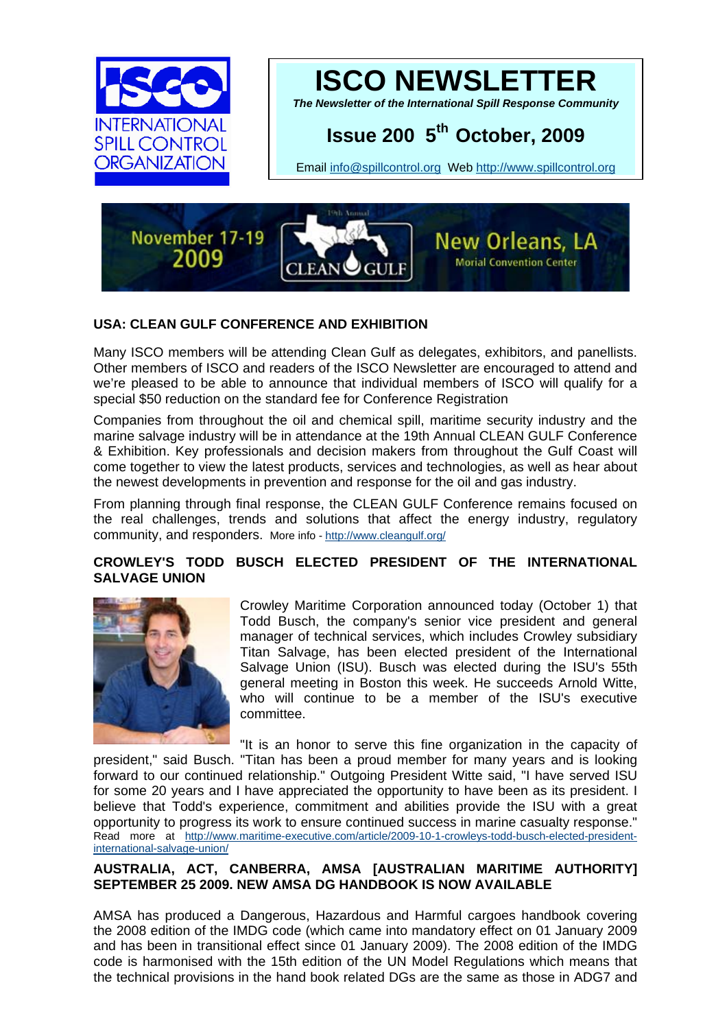# ISCO NEWSLETTER

*The Newsletter of the International Spill Response Community*

## Issue 200 5th October, 2009

Email info@spillcontrol.org Web http://www.spillcontrol.org

### USA: CLEAN GULF CONFERENCE AND EXHIBITION

Many ISCO members will be attending Clean Gulf as delegates, exhibitors, and panellists. Other members of ISCO and readers of the ISCO Newsletter are encouraged to attend and we're pleased to be able to announce that individual members of ISCO will qualify for a special $50 reduction on the standard fee for Conference Registration

Companies from throughout the oil and chemical spill, maritime security industry and the marine salvage industry will be in attendance at the 19th Annual CLEAN GULF Conference & Exhibition. Key professionals and decision makers from throughout the Gulf Coast will come together to view the latest products, services and technologies, as well as hear about the newest developments in prevention and response for the oil and gas industry.

From planning through final response, the CLEAN GULF Conference remains focused on the real challenges, trends and solutions that affect the energy industry, regulatory community, and responders. More info - http://www.cleangulf.org/

### CROWLEY'S TODD BUSCH ELECTED PRESIDENT OF THE INTERNATIONAL SALVAGE UNION

Crowley Maritime Corporation announced today (October 1) that Todd Busch, the company's senior vice president and general manager of technical services, which includes Crowley subsidiary Titan Salvage, has been elected president of the International Salvage Union (ISU). Busch was elected during the ISU's 55th general meeting in Boston this week. He succeeds Arnold Witte, who will continue to be a member of the ISU's executive committee.

"It is an honor to serve this fine organization in the capacity of president," said Busch. "Titan has been a proud member for many years and is looking forward to our continued relationship." Outgoing President Witte said, "I have served ISU for some 20 years and I have appreciated the opportunity to have been as its president. I believe that Todd's experience, commitment and abilities provide the ISU with a great opportunity to progress its work to ensure continued success in marine casualty response." Read more at http://www.maritime-executive.com/article/2009-10-1-crowleys-todd-busch-elected-president-international-salvage-union/

### AUSTRALIA, ACT, CANBERRA, AMSA [AUSTRALIAN MARITIME AUTHORITY] SEPTEMBER 25 2009. NEW AMSA DG HANDBOOK IS NOW AVAILABLE

AMSA has produced a Dangerous, Hazardous and Harmful cargoes handbook covering the 2008 edition of the IMDG code (which came into mandatory effect on 01 January 2009 and has been in transitional effect since 01 January 2009). The 2008 edition of the IMDG code is harmonised with the 15th edition of the UN Model Regulations which means that the technical provisions in the hand book related DGs are the same as those in ADG7 and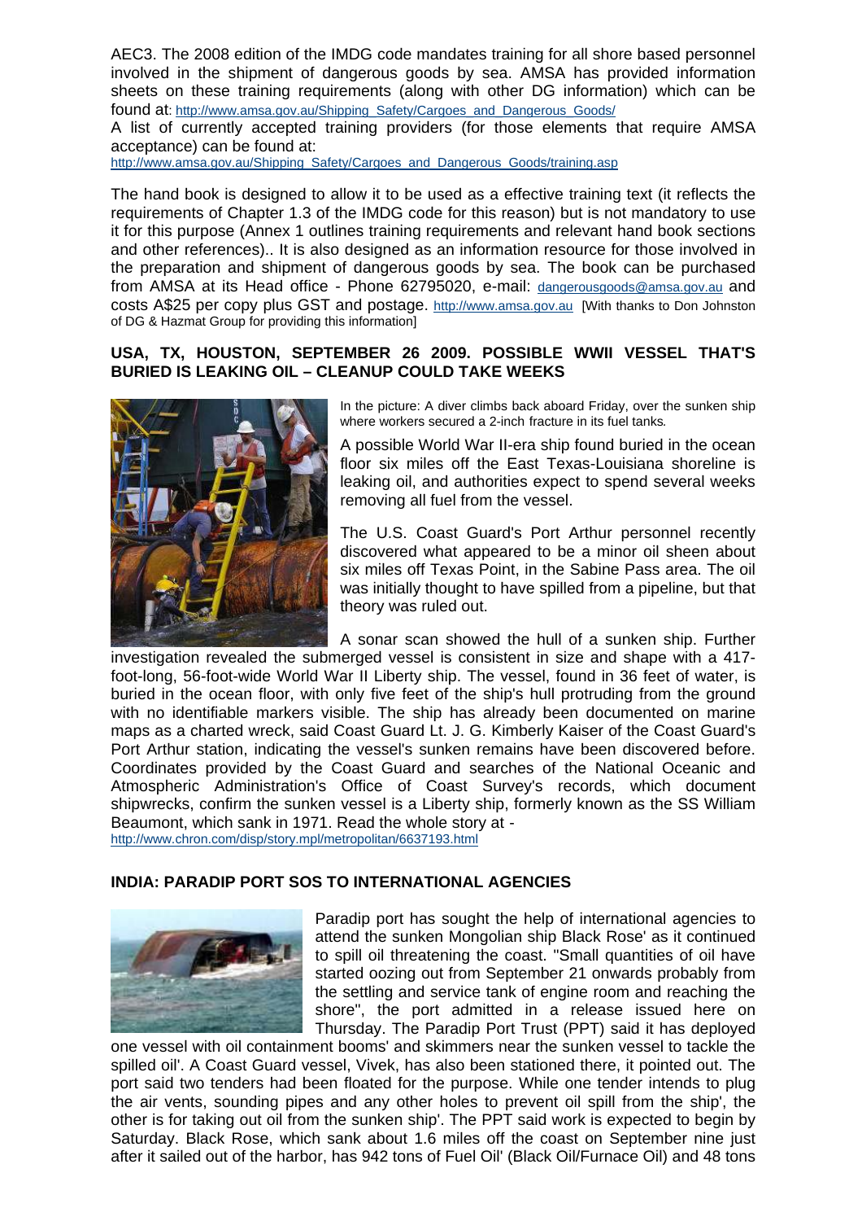AEC3. The 2008 edition of the IMDG code mandates training for all shore based personnel involved in the shipment of dangerous goods by sea. AMSA has provided information sheets on these training requirements (along with other DG information) which can be found at: http://www.amsa.gov.au/Shipping_Safety/Cargoes_and_Dangerous_Goods/

A list of currently accepted training providers (for those elements that require AMSA acceptance) can be found at:
http://www.amsa.gov.au/Shipping_Safety/Cargoes_and_Dangerous_Goods/training.asp

The hand book is designed to allow it to be used as a effective training text (it reflects the requirements of Chapter 1.3 of the IMDG code for this reason) but is not mandatory to use it for this purpose (Annex 1 outlines training requirements and relevant hand book sections and other references).. It is also designed as an information resource for those involved in the preparation and shipment of dangerous goods by sea. The book can be purchased from AMSA at its Head office - Phone 62795020, e-mail: dangerousgoods@amsa.gov.au and costs A$25 per copy plus GST and postage. http://www.amsa.gov.au [With thanks to Don Johnston of DG & Hazmat Group for providing this information]

**USA, TX, HOUSTON, SEPTEMBER 26 2009. POSSIBLE WWII VESSEL THAT'S BURIED IS LEAKING OIL – CLEANUP COULD TAKE WEEKS**

In the picture: A diver climbs back aboard Friday, over the sunken ship where workers secured a 2-inch fracture in its fuel tanks.

A possible World War II-era ship found buried in the ocean floor six miles off the East Texas-Louisiana shoreline is leaking oil, and authorities expect to spend several weeks removing all fuel from the vessel.

The U.S. Coast Guard's Port Arthur personnel recently discovered what appeared to be a minor oil sheen about six miles off Texas Point, in the Sabine Pass area. The oil was initially thought to have spilled from a pipeline, but that theory was ruled out.

A sonar scan showed the hull of a sunken ship. Further investigation revealed the submerged vessel is consistent in size and shape with a 417-foot-long, 56-foot-wide World War II Liberty ship. The vessel, found in 36 feet of water, is buried in the ocean floor, with only five feet of the ship's hull protruding from the ground with no identifiable markers visible. The ship has already been documented on marine maps as a charted wreck, said Coast Guard Lt. J. G. Kimberly Kaiser of the Coast Guard's Port Arthur station, indicating the vessel's sunken remains have been discovered before. Coordinates provided by the Coast Guard and searches of the National Oceanic and Atmospheric Administration's Office of Coast Survey's records, which document shipwrecks, confirm the sunken vessel is a Liberty ship, formerly known as the SS William Beaumont, which sank in 1971. Read the whole story at -
http://www.chron.com/disp/story.mpl/metropolitan/6637193.html

**INDIA: PARADIP PORT SOS TO INTERNATIONAL AGENCIES**

Paradip port has sought the help of international agencies to attend the sunken Mongolian ship Black Rose' as it continued to spill oil threatening the coast. "Small quantities of oil have started oozing out from September 21 onwards probably from the settling and service tank of engine room and reaching the shore", the port admitted in a release issued here on Thursday. The Paradip Port Trust (PPT) said it has deployed one vessel with oil containment booms' and skimmers near the sunken vessel to tackle the spilled oil'. A Coast Guard vessel, Vivek, has also been stationed there, it pointed out. The port said two tenders had been floated for the purpose. While one tender intends to plug the air vents, sounding pipes and any other holes to prevent oil spill from the ship', the other is for taking out oil from the sunken ship'. The PPT said work is expected to begin by Saturday. Black Rose, which sank about 1.6 miles off the coast on September nine just after it sailed out of the harbor, has 942 tons of Fuel Oil' (Black Oil/Furnace Oil) and 48 tons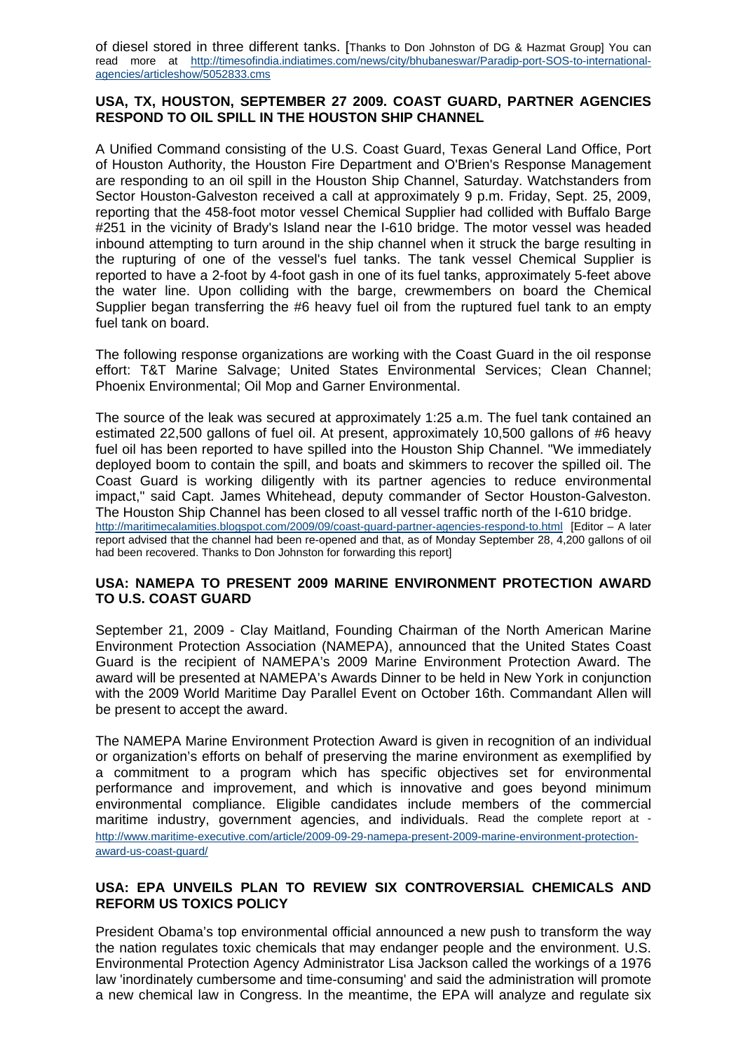of diesel stored in three different tanks. [Thanks to Don Johnston of DG & Hazmat Group] You can read more at http://timesofindia.indiatimes.com/news/city/bhubaneswar/Paradip-port-SOS-to-international-agencies/articleshow/5052833.cms

**USA, TX, HOUSTON, SEPTEMBER 27 2009. COAST GUARD, PARTNER AGENCIES RESPOND TO OIL SPILL IN THE HOUSTON SHIP CHANNEL**

A Unified Command consisting of the U.S. Coast Guard, Texas General Land Office, Port of Houston Authority, the Houston Fire Department and O'Brien's Response Management are responding to an oil spill in the Houston Ship Channel, Saturday. Watchstanders from Sector Houston-Galveston received a call at approximately 9 p.m. Friday, Sept. 25, 2009, reporting that the 458-foot motor vessel Chemical Supplier had collided with Buffalo Barge #251 in the vicinity of Brady's Island near the I-610 bridge. The motor vessel was headed inbound attempting to turn around in the ship channel when it struck the barge resulting in the rupturing of one of the vessel's fuel tanks. The tank vessel Chemical Supplier is reported to have a 2-foot by 4-foot gash in one of its fuel tanks, approximately 5-feet above the water line. Upon colliding with the barge, crewmembers on board the Chemical Supplier began transferring the #6 heavy fuel oil from the ruptured fuel tank to an empty fuel tank on board.

The following response organizations are working with the Coast Guard in the oil response effort: T&T Marine Salvage; United States Environmental Services; Clean Channel; Phoenix Environmental; Oil Mop and Garner Environmental.

The source of the leak was secured at approximately 1:25 a.m. The fuel tank contained an estimated 22,500 gallons of fuel oil. At present, approximately 10,500 gallons of #6 heavy fuel oil has been reported to have spilled into the Houston Ship Channel. "We immediately deployed boom to contain the spill, and boats and skimmers to recover the spilled oil. The Coast Guard is working diligently with its partner agencies to reduce environmental impact," said Capt. James Whitehead, deputy commander of Sector Houston-Galveston. The Houston Ship Channel has been closed to all vessel traffic north of the I-610 bridge. http://maritimecalamities.blogspot.com/2009/09/coast-guard-partner-agencies-respond-to.html [Editor – A later report advised that the channel had been re-opened and that, as of Monday September 28, 4,200 gallons of oil had been recovered. Thanks to Don Johnston for forwarding this report]

**USA: NAMEPA TO PRESENT 2009 MARINE ENVIRONMENT PROTECTION AWARD TO U.S. COAST GUARD**

September 21, 2009 - Clay Maitland, Founding Chairman of the North American Marine Environment Protection Association (NAMEPA), announced that the United States Coast Guard is the recipient of NAMEPA's 2009 Marine Environment Protection Award. The award will be presented at NAMEPA's Awards Dinner to be held in New York in conjunction with the 2009 World Maritime Day Parallel Event on October 16th. Commandant Allen will be present to accept the award.

The NAMEPA Marine Environment Protection Award is given in recognition of an individual or organization's efforts on behalf of preserving the marine environment as exemplified by a commitment to a program which has specific objectives set for environmental performance and improvement, and which is innovative and goes beyond minimum environmental compliance. Eligible candidates include members of the commercial maritime industry, government agencies, and individuals. Read the complete report at - http://www.maritime-executive.com/article/2009-09-29-namepa-present-2009-marine-environment-protection-award-us-coast-guard/

**USA: EPA UNVEILS PLAN TO REVIEW SIX CONTROVERSIAL CHEMICALS AND REFORM US TOXICS POLICY**

President Obama's top environmental official announced a new push to transform the way the nation regulates toxic chemicals that may endanger people and the environment. U.S. Environmental Protection Agency Administrator Lisa Jackson called the workings of a 1976 law 'inordinately cumbersome and time-consuming' and said the administration will promote a new chemical law in Congress. In the meantime, the EPA will analyze and regulate six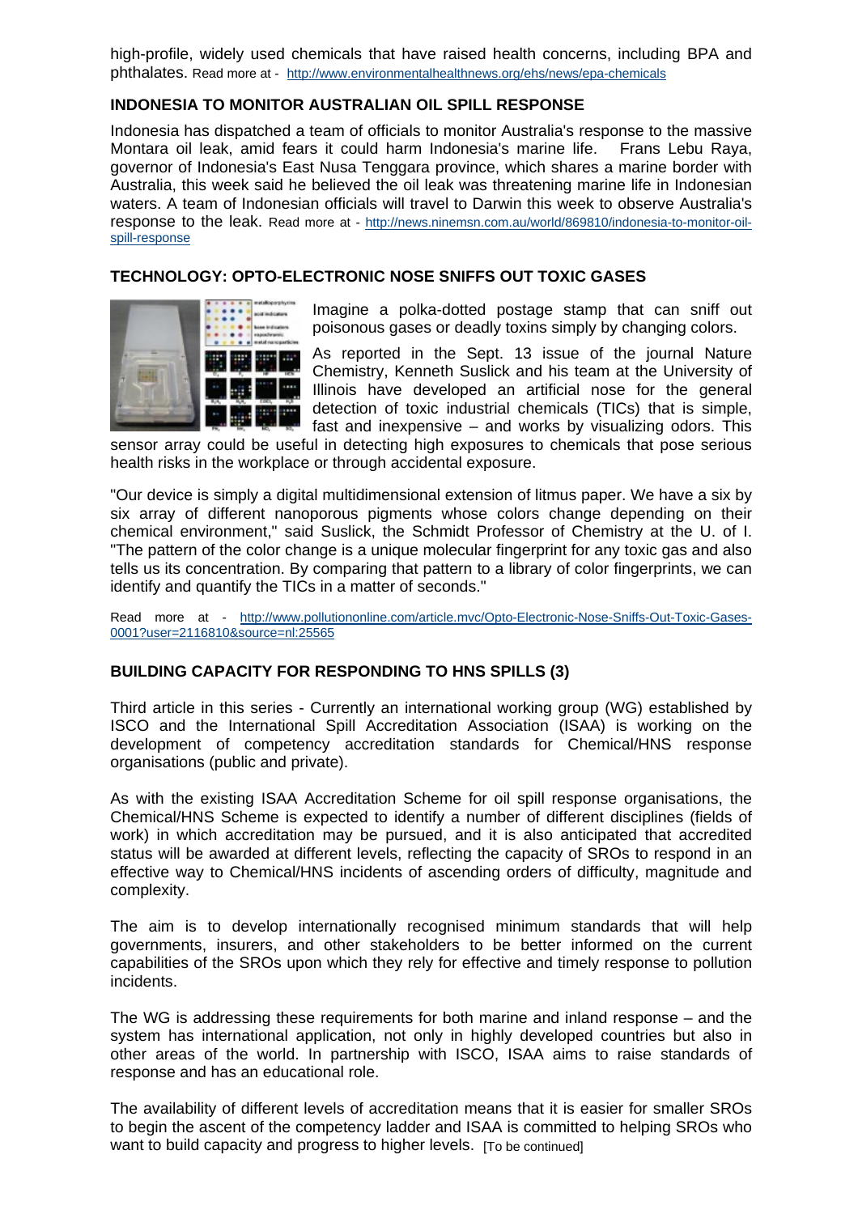high-profile, widely used chemicals that have raised health concerns, including BPA and phthalates. Read more at - http://www.environmentalhealthnews.org/ehs/news/epa-chemicals

### INDONESIA TO MONITOR AUSTRALIAN OIL SPILL RESPONSE

Indonesia has dispatched a team of officials to monitor Australia's response to the massive Montara oil leak, amid fears it could harm Indonesia's marine life. Frans Lebu Raya, governor of Indonesia's East Nusa Tenggara province, which shares a marine border with Australia, this week said he believed the oil leak was threatening marine life in Indonesian waters. A team of Indonesian officials will travel to Darwin this week to observe Australia's response to the leak. Read more at - http://news.ninemsn.com.au/world/869810/indonesia-to-monitor-oil-spill-response

### TECHNOLOGY: OPTO-ELECTRONIC NOSE SNIFFS OUT TOXIC GASES

Imagine a polka-dotted postage stamp that can sniff out poisonous gases or deadly toxins simply by changing colors.

As reported in the Sept. 13 issue of the journal Nature Chemistry, Kenneth Suslick and his team at the University of Illinois have developed an artificial nose for the general detection of toxic industrial chemicals (TICs) that is simple, fast and inexpensive – and works by visualizing odors. This sensor array could be useful in detecting high exposures to chemicals that pose serious health risks in the workplace or through accidental exposure.

"Our device is simply a digital multidimensional extension of litmus paper. We have a six by six array of different nanoporous pigments whose colors change depending on their chemical environment," said Suslick, the Schmidt Professor of Chemistry at the U. of I. "The pattern of the color change is a unique molecular fingerprint for any toxic gas and also tells us its concentration. By comparing that pattern to a library of color fingerprints, we can identify and quantify the TICs in a matter of seconds."

Read more at - http://www.pollutiononline.com/article.mvc/Opto-Electronic-Nose-Sniffs-Out-Toxic-Gases-0001?user=2116810&source=nl:25565

### BUILDING CAPACITY FOR RESPONDING TO HNS SPILLS (3)

Third article in this series - Currently an international working group (WG) established by ISCO and the International Spill Accreditation Association (ISAA) is working on the development of competency accreditation standards for Chemical/HNS response organisations (public and private).

As with the existing ISAA Accreditation Scheme for oil spill response organisations, the Chemical/HNS Scheme is expected to identify a number of different disciplines (fields of work) in which accreditation may be pursued, and it is also anticipated that accredited status will be awarded at different levels, reflecting the capacity of SROs to respond in an effective way to Chemical/HNS incidents of ascending orders of difficulty, magnitude and complexity.

The aim is to develop internationally recognised minimum standards that will help governments, insurers, and other stakeholders to be better informed on the current capabilities of the SROs upon which they rely for effective and timely response to pollution incidents.

The WG is addressing these requirements for both marine and inland response – and the system has international application, not only in highly developed countries but also in other areas of the world. In partnership with ISCO, ISAA aims to raise standards of response and has an educational role.

The availability of different levels of accreditation means that it is easier for smaller SROs to begin the ascent of the competency ladder and ISAA is committed to helping SROs who want to build capacity and progress to higher levels. [To be continued]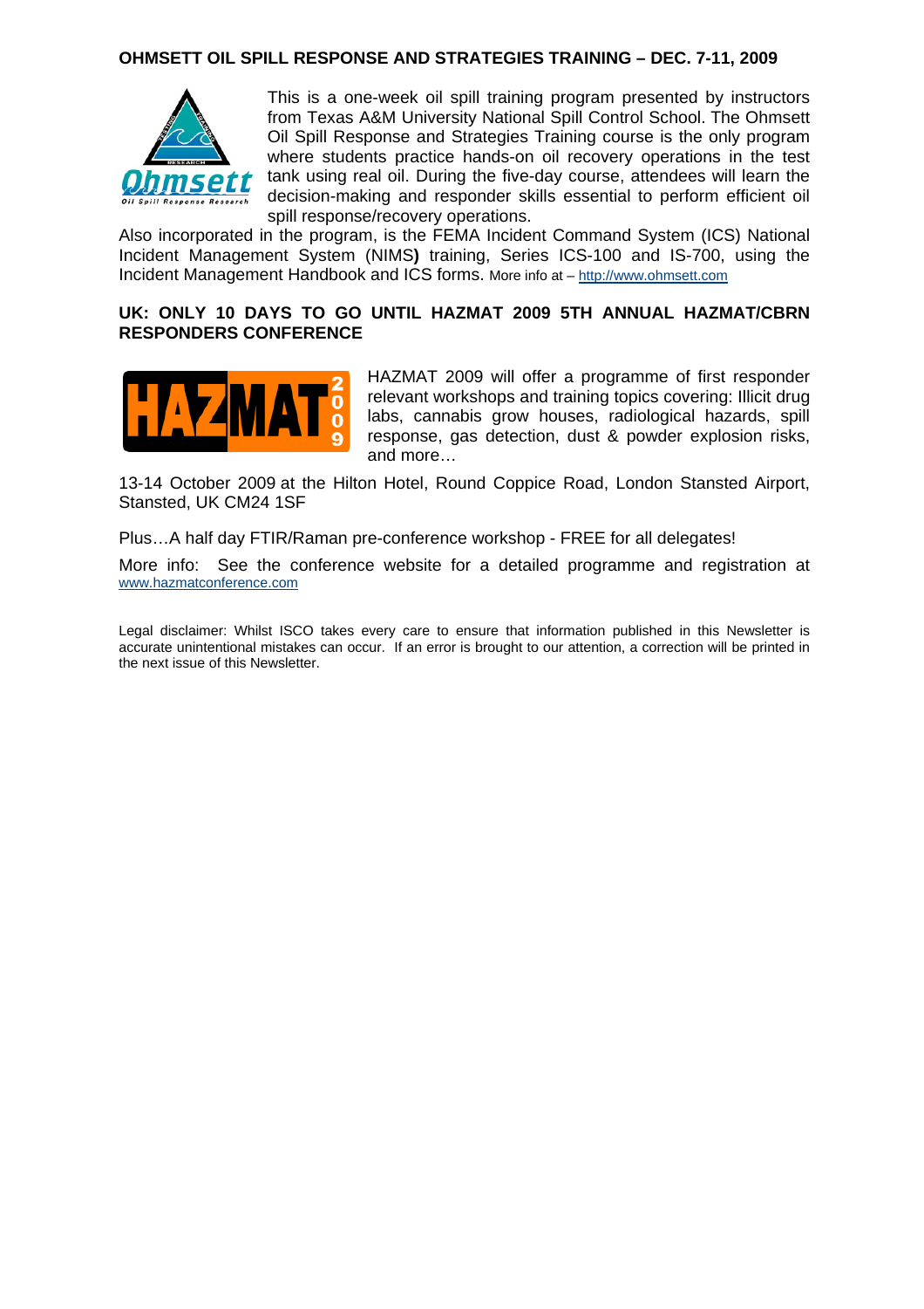**OHMSETT OIL SPILL RESPONSE AND STRATEGIES TRAINING – DEC. 7-11, 2009**

This is a one-week oil spill training program presented by instructors from Texas A&M University National Spill Control School. The Ohmsett Oil Spill Response and Strategies Training course is the only program where students practice hands-on oil recovery operations in the test tank using real oil. During the five-day course, attendees will learn the decision-making and responder skills essential to perform efficient oil spill response/recovery operations.

Also incorporated in the program, is the FEMA Incident Command System (ICS) National Incident Management System (NIMS**)** training, Series ICS-100 and IS-700, using the Incident Management Handbook and ICS forms. More info at – http://www.ohmsett.com

**UK: ONLY 10 DAYS TO GO UNTIL HAZMAT 2009 5TH ANNUAL HAZMAT/CBRN RESPONDERS CONFERENCE**

HAZMAT 2009 will offer a programme of first responder relevant workshops and training topics covering: Illicit drug labs, cannabis grow houses, radiological hazards, spill response, gas detection, dust & powder explosion risks, and more…

13-14 October 2009 at the Hilton Hotel, Round Coppice Road, London Stansted Airport, Stansted, UK CM24 1SF

Plus…A half day FTIR/Raman pre-conference workshop - FREE for all delegates!

More info: See the conference website for a detailed programme and registration at www.hazmatconference.com

Legal disclaimer: Whilst ISCO takes every care to ensure that information published in this Newsletter is accurate unintentional mistakes can occur. If an error is brought to our attention, a correction will be printed in the next issue of this Newsletter.